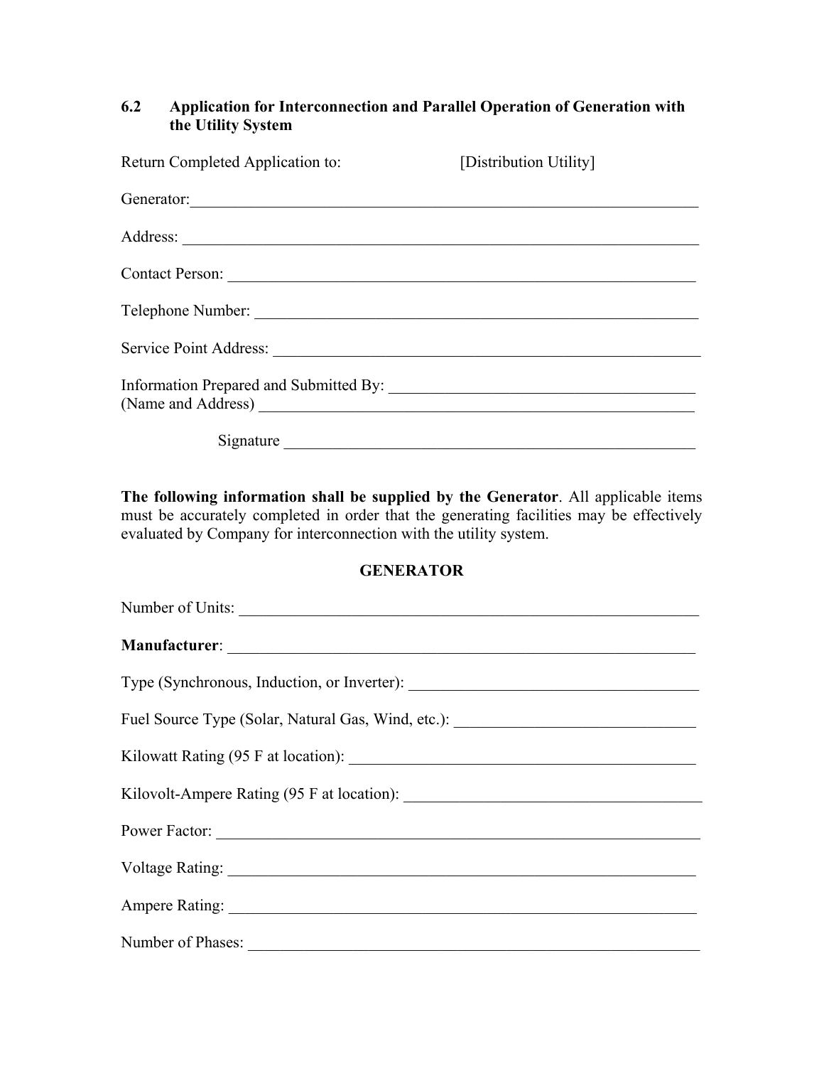## 6.2 Application for Interconnection and Parallel Operation of Generation with the Utility System

Return Completed Application to: [Distribution Utility]

Generator:\_\_\_\_\_\_\_\_\_\_\_\_\_\_\_\_\_\_\_\_\_\_\_\_\_\_\_\_\_\_\_\_\_\_\_\_\_\_\_\_\_\_\_\_\_\_\_\_\_\_\_\_\_\_\_\_\_\_\_\_\_\_\_\_

Address: \_\_\_\_\_\_\_\_\_\_\_\_\_\_\_\_\_\_\_\_\_\_\_\_\_\_\_\_\_\_\_\_\_\_\_\_\_\_\_\_\_\_\_\_\_\_\_\_\_\_\_\_\_\_\_\_\_\_\_\_\_\_\_\_

Contact Person: \_\_\_\_\_\_\_\_\_\_\_\_\_\_\_\_\_\_\_\_\_\_\_\_\_\_\_\_\_\_\_\_\_\_\_\_\_\_\_\_\_\_\_\_\_\_\_\_\_\_\_\_\_\_\_\_\_\_\_\_

Telephone Number: \_\_\_\_\_\_\_\_\_\_\_\_\_\_\_\_\_\_\_\_\_\_\_\_\_\_\_\_\_\_\_\_\_\_\_\_\_\_\_\_\_\_\_\_\_\_\_\_\_\_\_\_\_\_\_\_\_

Service Point Address: \_\_\_\_\_\_\_\_\_\_\_\_\_\_\_\_\_\_\_\_\_\_\_\_\_\_\_\_\_\_\_\_\_\_\_\_\_\_\_\_\_\_\_\_\_\_\_\_\_\_\_\_\_\_

Information Prepared and Submitted By: \_\_\_\_\_\_\_\_\_\_\_\_\_\_\_\_\_\_\_\_\_\_\_\_\_\_\_\_\_\_\_\_\_\_\_\_\_\_\_
(Name and Address) \_\_\_\_\_\_\_\_\_\_\_\_\_\_\_\_\_\_\_\_\_\_\_\_\_\_\_\_\_\_\_\_\_\_\_\_\_\_\_\_\_\_\_\_\_\_\_\_\_\_\_\_\_\_\_\_

Signature \_\_\_\_\_\_\_\_\_\_\_\_\_\_\_\_\_\_\_\_\_\_\_\_\_\_\_\_\_\_\_\_\_\_\_\_\_\_\_\_\_\_\_\_\_\_\_\_\_\_\_\_\_\_

**The following information shall be supplied by the Generator**. All applicable items must be accurately completed in order that the generating facilities may be effectively evaluated by Company for interconnection with the utility system.

### GENERATOR

Number of Units: \_\_\_\_\_\_\_\_\_\_\_\_\_\_\_\_\_\_\_\_\_\_\_\_\_\_\_\_\_\_\_\_\_\_\_\_\_\_\_\_\_\_\_\_\_\_\_\_\_\_\_\_\_\_\_\_\_\_

**Manufacturer**: \_\_\_\_\_\_\_\_\_\_\_\_\_\_\_\_\_\_\_\_\_\_\_\_\_\_\_\_\_\_\_\_\_\_\_\_\_\_\_\_\_\_\_\_\_\_\_\_\_\_\_\_\_\_\_\_\_\_\_

Type (Synchronous, Induction, or Inverter): \_\_\_\_\_\_\_\_\_\_\_\_\_\_\_\_\_\_\_\_\_\_\_\_\_\_\_\_\_\_\_\_\_\_\_\_

Fuel Source Type (Solar, Natural Gas, Wind, etc.): \_\_\_\_\_\_\_\_\_\_\_\_\_\_\_\_\_\_\_\_\_\_\_\_\_\_\_\_\_\_

Kilowatt Rating (95 F at location): \_\_\_\_\_\_\_\_\_\_\_\_\_\_\_\_\_\_\_\_\_\_\_\_\_\_\_\_\_\_\_\_\_\_\_\_\_\_\_\_\_\_\_

Kilovolt-Ampere Rating (95 F at location): \_\_\_\_\_\_\_\_\_\_\_\_\_\_\_\_\_\_\_\_\_\_\_\_\_\_\_\_\_\_\_\_\_\_\_\_\_

Power Factor: \_\_\_\_\_\_\_\_\_\_\_\_\_\_\_\_\_\_\_\_\_\_\_\_\_\_\_\_\_\_\_\_\_\_\_\_\_\_\_\_\_\_\_\_\_\_\_\_\_\_\_\_\_\_\_\_\_\_\_\_\_\_

Voltage Rating: \_\_\_\_\_\_\_\_\_\_\_\_\_\_\_\_\_\_\_\_\_\_\_\_\_\_\_\_\_\_\_\_\_\_\_\_\_\_\_\_\_\_\_\_\_\_\_\_\_\_\_\_\_\_\_\_\_\_\_\_\_

Ampere Rating: \_\_\_\_\_\_\_\_\_\_\_\_\_\_\_\_\_\_\_\_\_\_\_\_\_\_\_\_\_\_\_\_\_\_\_\_\_\_\_\_\_\_\_\_\_\_\_\_\_\_\_\_\_\_\_\_\_\_\_\_\_

Number of Phases: \_\_\_\_\_\_\_\_\_\_\_\_\_\_\_\_\_\_\_\_\_\_\_\_\_\_\_\_\_\_\_\_\_\_\_\_\_\_\_\_\_\_\_\_\_\_\_\_\_\_\_\_\_\_\_\_\_\_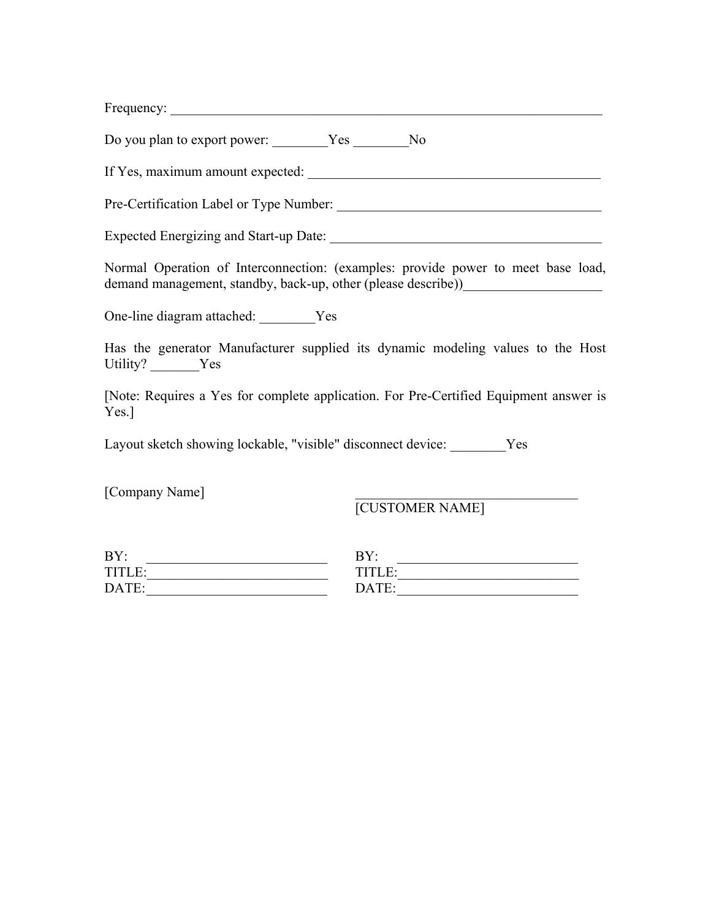Frequency: ________________________________________________________________

Do you plan to export power: ________Yes ________No

If Yes, maximum amount expected: ___________________________________________

Pre-Certification Label or Type Number: _______________________________________

Expected Energizing and Start-up Date: ________________________________________

Normal Operation of Interconnection: (examples: provide power to meet base load, demand management, standby, back-up, other (please describe))____________________

One-line diagram attached: ________Yes

Has the generator Manufacturer supplied its dynamic modeling values to the Host Utility? _______Yes

[Note: Requires a Yes for complete application. For Pre-Certified Equipment answer is Yes.]

Layout sketch showing lockable, "visible" disconnect device: ________Yes

| | |
|---|---|
| [Company Name] | _________________________________<br>[CUSTOMER NAME] |
| BY: __________________________<br>TITLE:__________________________<br>DATE:__________________________ | BY: __________________________<br>TITLE:__________________________<br>DATE:__________________________ |